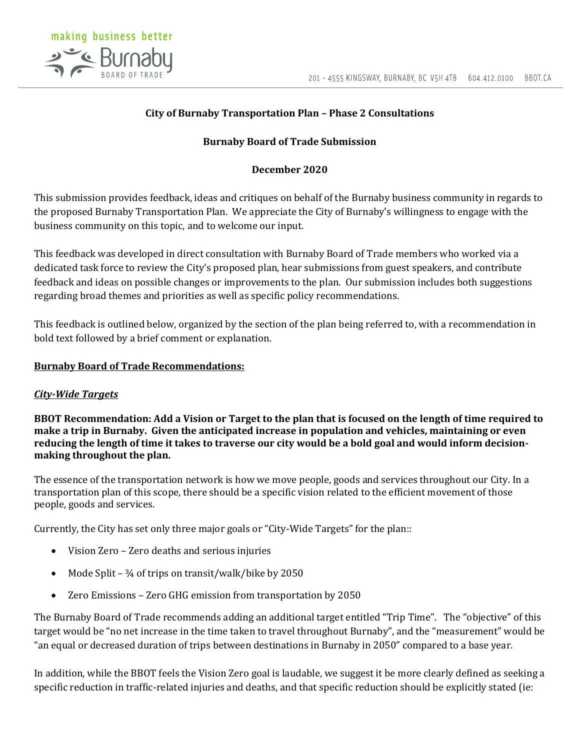**City of Burnaby Transportation Plan – Phase 2 Consultations**

**Burnaby Board of Trade Submission**

**December 2020**

This submission provides feedback, ideas and critiques on behalf of the Burnaby business community in regards to the proposed Burnaby Transportation Plan. We appreciate the City of Burnaby's willingness to engage with the business community on this topic, and to welcome our input.

This feedback was developed in direct consultation with Burnaby Board of Trade members who worked via a dedicated task force to review the City's proposed plan, hear submissions from guest speakers, and contribute feedback and ideas on possible changes or improvements to the plan. Our submission includes both suggestions regarding broad themes and priorities as well as specific policy recommendations.

This feedback is outlined below, organized by the section of the plan being referred to, with a recommendation in bold text followed by a brief comment or explanation.

## Burnaby Board of Trade Recommendations:

### City-Wide Targets

**BBOT Recommendation: Add a Vision or Target to the plan that is focused on the length of time required to make a trip in Burnaby. Given the anticipated increase in population and vehicles, maintaining or even reducing the length of time it takes to traverse our city would be a bold goal and would inform decision-making throughout the plan.**

The essence of the transportation network is how we move people, goods and services throughout our City. In a transportation plan of this scope, there should be a specific vision related to the efficient movement of those people, goods and services.

Currently, the City has set only three major goals or "City-Wide Targets" for the plan::

- Vision Zero – Zero deaths and serious injuries
- Mode Split – ¾ of trips on transit/walk/bike by 2050
- Zero Emissions – Zero GHG emission from transportation by 2050

The Burnaby Board of Trade recommends adding an additional target entitled "Trip Time". The "objective" of this target would be "no net increase in the time taken to travel throughout Burnaby", and the "measurement" would be "an equal or decreased duration of trips between destinations in Burnaby in 2050" compared to a base year.

In addition, while the BBOT feels the Vision Zero goal is laudable, we suggest it be more clearly defined as seeking a specific reduction in traffic-related injuries and deaths, and that specific reduction should be explicitly stated (ie: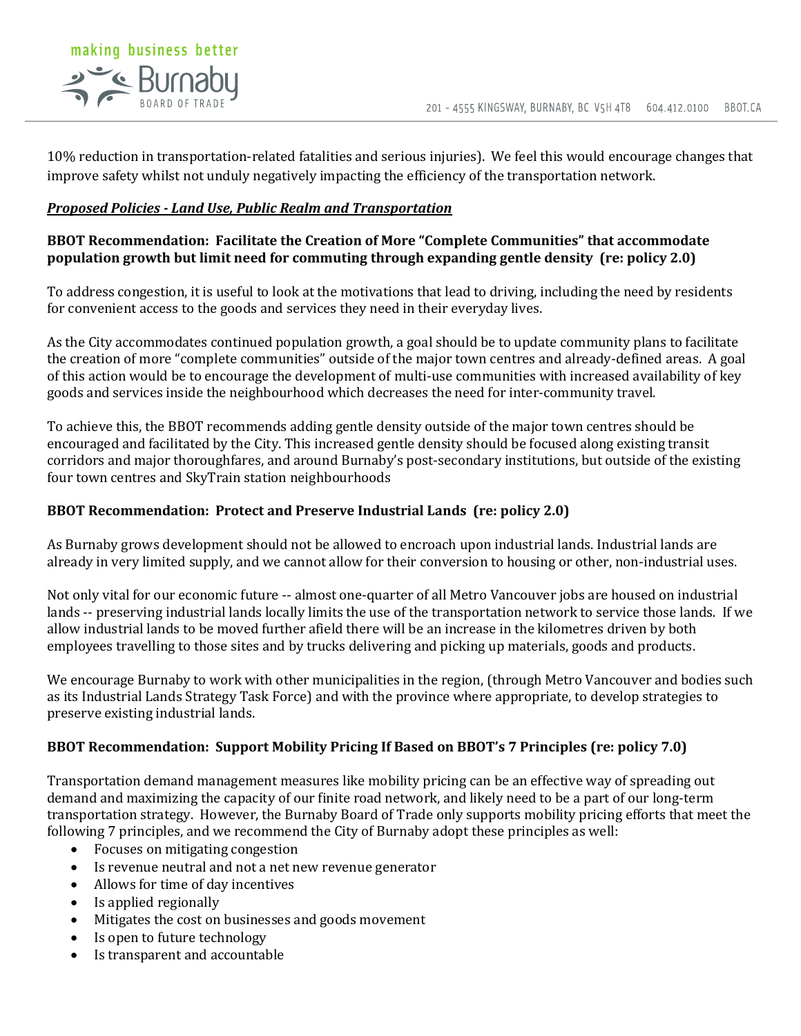10% reduction in transportation-related fatalities and serious injuries). We feel this would encourage changes that improve safety whilst not unduly negatively impacting the efficiency of the transportation network.

***Proposed Policies - Land Use, Public Realm and Transportation***

**BBOT Recommendation: Facilitate the Creation of More "Complete Communities" that accommodate population growth but limit need for commuting through expanding gentle density (re: policy 2.0)**

To address congestion, it is useful to look at the motivations that lead to driving, including the need by residents for convenient access to the goods and services they need in their everyday lives.

As the City accommodates continued population growth, a goal should be to update community plans to facilitate the creation of more "complete communities" outside of the major town centres and already-defined areas. A goal of this action would be to encourage the development of multi-use communities with increased availability of key goods and services inside the neighbourhood which decreases the need for inter-community travel.

To achieve this, the BBOT recommends adding gentle density outside of the major town centres should be encouraged and facilitated by the City. This increased gentle density should be focused along existing transit corridors and major thoroughfares, and around Burnaby's post-secondary institutions, but outside of the existing four town centres and SkyTrain station neighbourhoods

**BBOT Recommendation: Protect and Preserve Industrial Lands (re: policy 2.0)**

As Burnaby grows development should not be allowed to encroach upon industrial lands. Industrial lands are already in very limited supply, and we cannot allow for their conversion to housing or other, non-industrial uses.

Not only vital for our economic future -- almost one-quarter of all Metro Vancouver jobs are housed on industrial lands -- preserving industrial lands locally limits the use of the transportation network to service those lands. If we allow industrial lands to be moved further afield there will be an increase in the kilometres driven by both employees travelling to those sites and by trucks delivering and picking up materials, goods and products.

We encourage Burnaby to work with other municipalities in the region, (through Metro Vancouver and bodies such as its Industrial Lands Strategy Task Force) and with the province where appropriate, to develop strategies to preserve existing industrial lands.

**BBOT Recommendation: Support Mobility Pricing If Based on BBOT's 7 Principles (re: policy 7.0)**

Transportation demand management measures like mobility pricing can be an effective way of spreading out demand and maximizing the capacity of our finite road network, and likely need to be a part of our long-term transportation strategy. However, the Burnaby Board of Trade only supports mobility pricing efforts that meet the following 7 principles, and we recommend the City of Burnaby adopt these principles as well:

- Focuses on mitigating congestion
- Is revenue neutral and not a net new revenue generator
- Allows for time of day incentives
- Is applied regionally
- Mitigates the cost on businesses and goods movement
- Is open to future technology
- Is transparent and accountable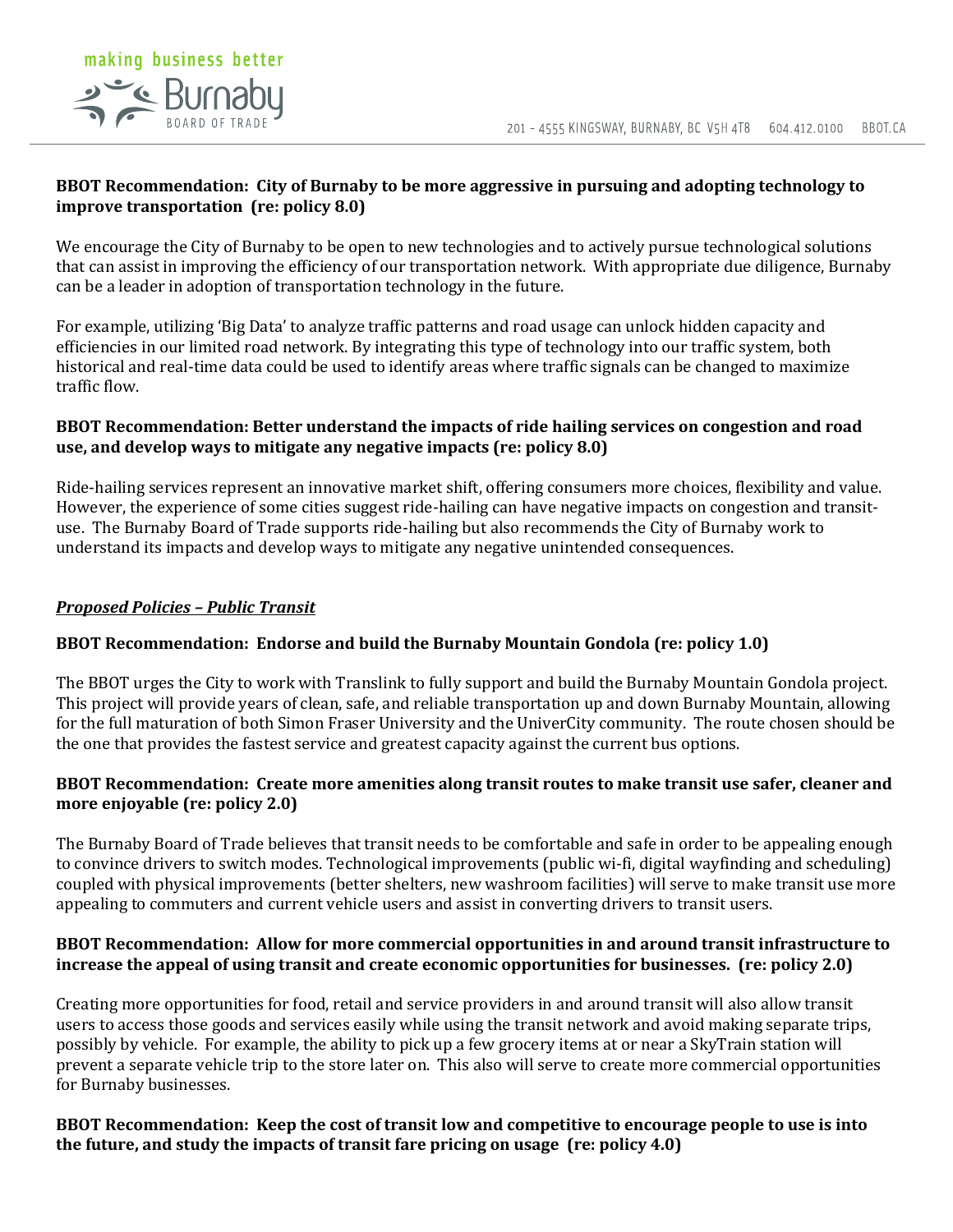**BBOT Recommendation: City of Burnaby to be more aggressive in pursuing and adopting technology to improve transportation (re: policy 8.0)**

We encourage the City of Burnaby to be open to new technologies and to actively pursue technological solutions that can assist in improving the efficiency of our transportation network. With appropriate due diligence, Burnaby can be a leader in adoption of transportation technology in the future.

For example, utilizing 'Big Data' to analyze traffic patterns and road usage can unlock hidden capacity and efficiencies in our limited road network. By integrating this type of technology into our traffic system, both historical and real-time data could be used to identify areas where traffic signals can be changed to maximize traffic flow.

**BBOT Recommendation: Better understand the impacts of ride hailing services on congestion and road use, and develop ways to mitigate any negative impacts (re: policy 8.0)**

Ride-hailing services represent an innovative market shift, offering consumers more choices, flexibility and value. However, the experience of some cities suggest ride-hailing can have negative impacts on congestion and transit-use. The Burnaby Board of Trade supports ride-hailing but also recommends the City of Burnaby work to understand its impacts and develop ways to mitigate any negative unintended consequences.

***Proposed Policies – Public Transit***

**BBOT Recommendation: Endorse and build the Burnaby Mountain Gondola (re: policy 1.0)**

The BBOT urges the City to work with Translink to fully support and build the Burnaby Mountain Gondola project. This project will provide years of clean, safe, and reliable transportation up and down Burnaby Mountain, allowing for the full maturation of both Simon Fraser University and the UniverCity community. The route chosen should be the one that provides the fastest service and greatest capacity against the current bus options.

**BBOT Recommendation: Create more amenities along transit routes to make transit use safer, cleaner and more enjoyable (re: policy 2.0)**

The Burnaby Board of Trade believes that transit needs to be comfortable and safe in order to be appealing enough to convince drivers to switch modes. Technological improvements (public wi-fi, digital wayfinding and scheduling) coupled with physical improvements (better shelters, new washroom facilities) will serve to make transit use more appealing to commuters and current vehicle users and assist in converting drivers to transit users.

**BBOT Recommendation: Allow for more commercial opportunities in and around transit infrastructure to increase the appeal of using transit and create economic opportunities for businesses. (re: policy 2.0)**

Creating more opportunities for food, retail and service providers in and around transit will also allow transit users to access those goods and services easily while using the transit network and avoid making separate trips, possibly by vehicle. For example, the ability to pick up a few grocery items at or near a SkyTrain station will prevent a separate vehicle trip to the store later on. This also will serve to create more commercial opportunities for Burnaby businesses.

**BBOT Recommendation: Keep the cost of transit low and competitive to encourage people to use is into the future, and study the impacts of transit fare pricing on usage (re: policy 4.0)**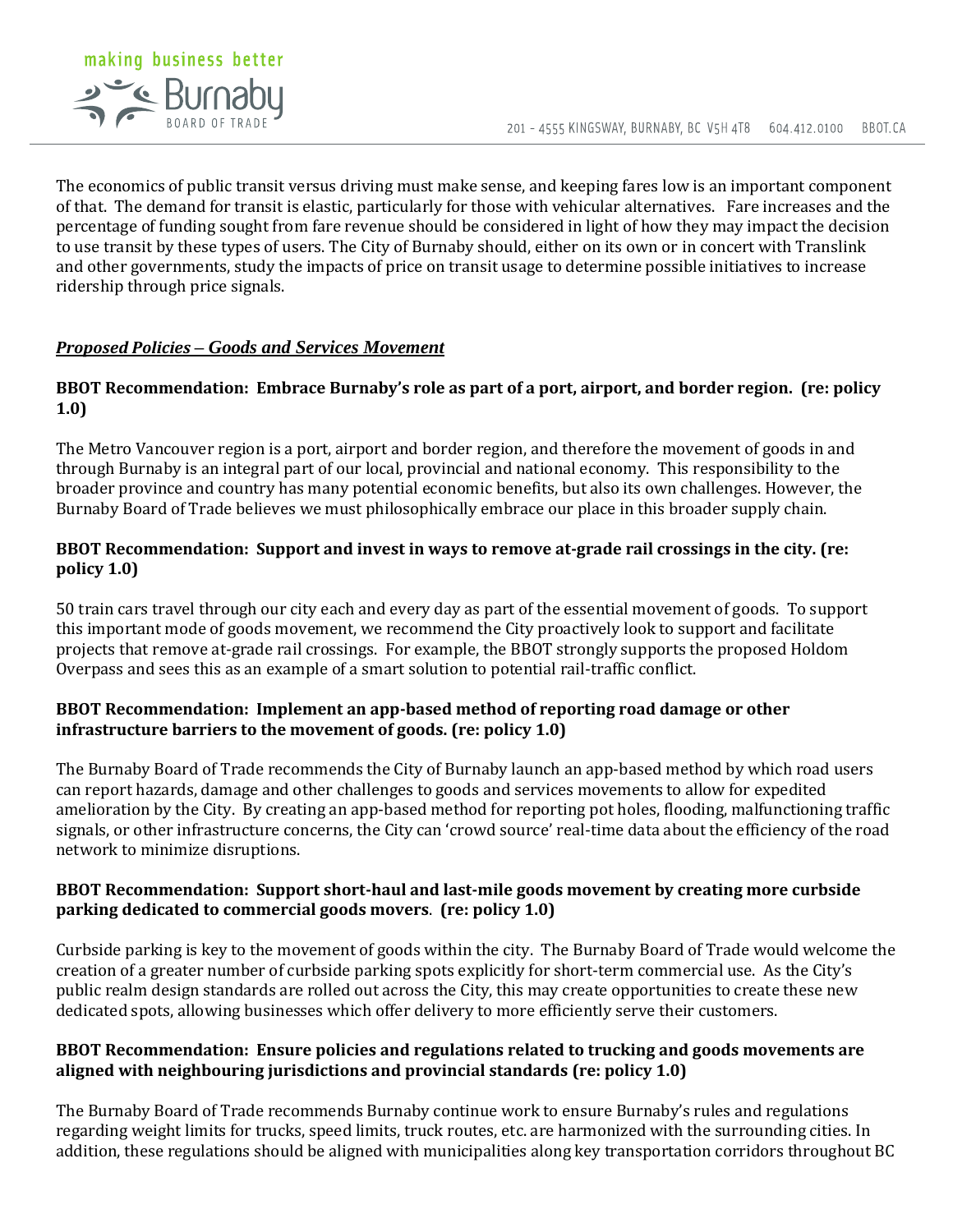The economics of public transit versus driving must make sense, and keeping fares low is an important component of that. The demand for transit is elastic, particularly for those with vehicular alternatives. Fare increases and the percentage of funding sought from fare revenue should be considered in light of how they may impact the decision to use transit by these types of users. The City of Burnaby should, either on its own or in concert with Translink and other governments, study the impacts of price on transit usage to determine possible initiatives to increase ridership through price signals.

## ***Proposed Policies – Goods and Services Movement***

**BBOT Recommendation: Embrace Burnaby's role as part of a port, airport, and border region. (re: policy 1.0)**

The Metro Vancouver region is a port, airport and border region, and therefore the movement of goods in and through Burnaby is an integral part of our local, provincial and national economy. This responsibility to the broader province and country has many potential economic benefits, but also its own challenges. However, the Burnaby Board of Trade believes we must philosophically embrace our place in this broader supply chain.

**BBOT Recommendation: Support and invest in ways to remove at-grade rail crossings in the city. (re: policy 1.0)**

50 train cars travel through our city each and every day as part of the essential movement of goods. To support this important mode of goods movement, we recommend the City proactively look to support and facilitate projects that remove at-grade rail crossings. For example, the BBOT strongly supports the proposed Holdom Overpass and sees this as an example of a smart solution to potential rail-traffic conflict.

**BBOT Recommendation: Implement an app-based method of reporting road damage or other infrastructure barriers to the movement of goods. (re: policy 1.0)**

The Burnaby Board of Trade recommends the City of Burnaby launch an app-based method by which road users can report hazards, damage and other challenges to goods and services movements to allow for expedited amelioration by the City. By creating an app-based method for reporting pot holes, flooding, malfunctioning traffic signals, or other infrastructure concerns, the City can 'crowd source' real-time data about the efficiency of the road network to minimize disruptions.

**BBOT Recommendation: Support short-haul and last-mile goods movement by creating more curbside parking dedicated to commercial goods movers. (re: policy 1.0)**

Curbside parking is key to the movement of goods within the city. The Burnaby Board of Trade would welcome the creation of a greater number of curbside parking spots explicitly for short-term commercial use. As the City's public realm design standards are rolled out across the City, this may create opportunities to create these new dedicated spots, allowing businesses which offer delivery to more efficiently serve their customers.

**BBOT Recommendation: Ensure policies and regulations related to trucking and goods movements are aligned with neighbouring jurisdictions and provincial standards (re: policy 1.0)**

The Burnaby Board of Trade recommends Burnaby continue work to ensure Burnaby's rules and regulations regarding weight limits for trucks, speed limits, truck routes, etc. are harmonized with the surrounding cities. In addition, these regulations should be aligned with municipalities along key transportation corridors throughout BC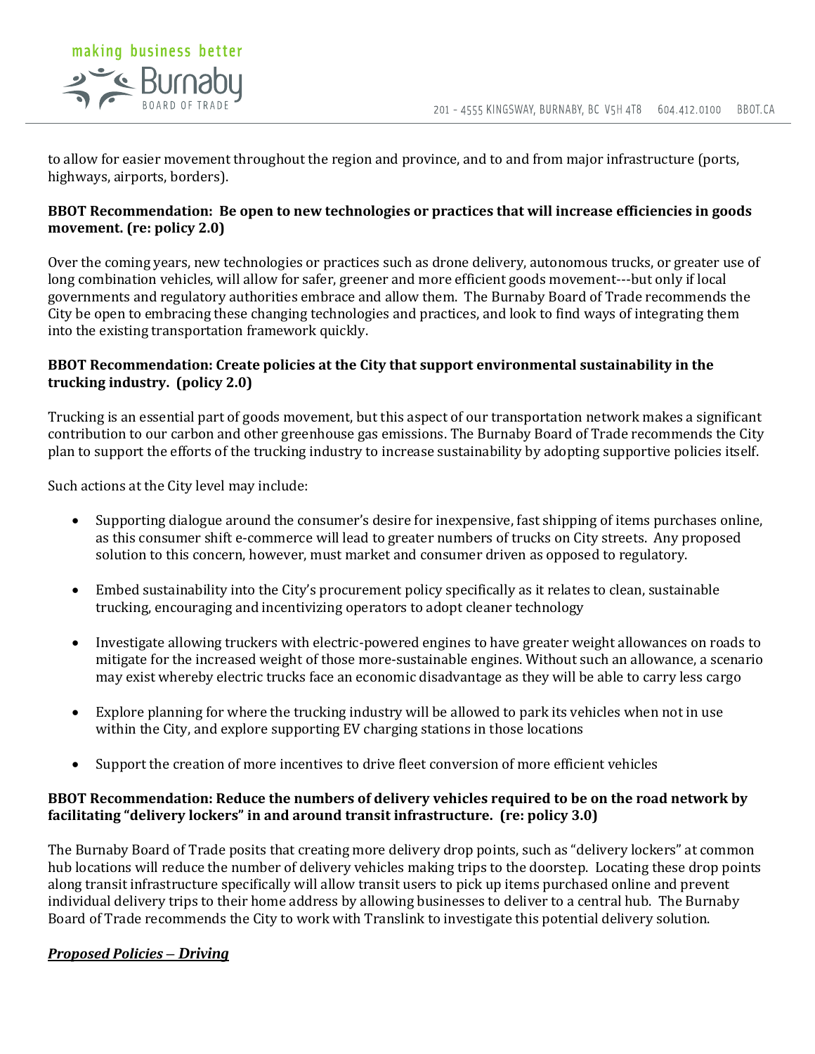to allow for easier movement throughout the region and province, and to and from major infrastructure (ports, highways, airports, borders).

**BBOT Recommendation: Be open to new technologies or practices that will increase efficiencies in goods movement. (re: policy 2.0)**

Over the coming years, new technologies or practices such as drone delivery, autonomous trucks, or greater use of long combination vehicles, will allow for safer, greener and more efficient goods movement---but only if local governments and regulatory authorities embrace and allow them. The Burnaby Board of Trade recommends the City be open to embracing these changing technologies and practices, and look to find ways of integrating them into the existing transportation framework quickly.

**BBOT Recommendation: Create policies at the City that support environmental sustainability in the trucking industry. (policy 2.0)**

Trucking is an essential part of goods movement, but this aspect of our transportation network makes a significant contribution to our carbon and other greenhouse gas emissions. The Burnaby Board of Trade recommends the City plan to support the efforts of the trucking industry to increase sustainability by adopting supportive policies itself.

Such actions at the City level may include:

- Supporting dialogue around the consumer's desire for inexpensive, fast shipping of items purchases online, as this consumer shift e-commerce will lead to greater numbers of trucks on City streets. Any proposed solution to this concern, however, must market and consumer driven as opposed to regulatory.
- Embed sustainability into the City's procurement policy specifically as it relates to clean, sustainable trucking, encouraging and incentivizing operators to adopt cleaner technology
- Investigate allowing truckers with electric-powered engines to have greater weight allowances on roads to mitigate for the increased weight of those more-sustainable engines. Without such an allowance, a scenario may exist whereby electric trucks face an economic disadvantage as they will be able to carry less cargo
- Explore planning for where the trucking industry will be allowed to park its vehicles when not in use within the City, and explore supporting EV charging stations in those locations
- Support the creation of more incentives to drive fleet conversion of more efficient vehicles

**BBOT Recommendation: Reduce the numbers of delivery vehicles required to be on the road network by facilitating "delivery lockers" in and around transit infrastructure. (re: policy 3.0)**

The Burnaby Board of Trade posits that creating more delivery drop points, such as "delivery lockers" at common hub locations will reduce the number of delivery vehicles making trips to the doorstep. Locating these drop points along transit infrastructure specifically will allow transit users to pick up items purchased online and prevent individual delivery trips to their home address by allowing businesses to deliver to a central hub. The Burnaby Board of Trade recommends the City to work with Translink to investigate this potential delivery solution.

***Proposed Policies – Driving***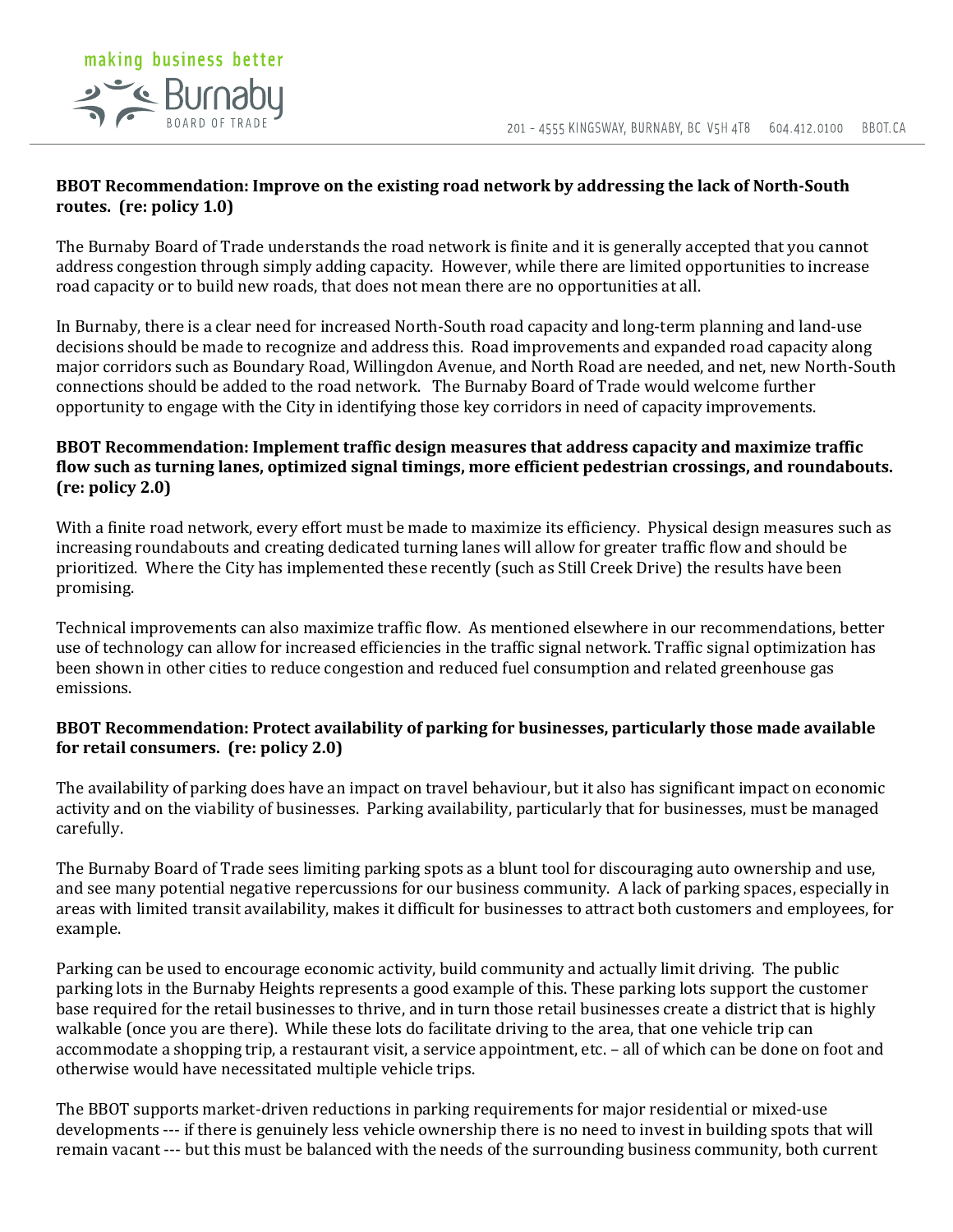**BBOT Recommendation: Improve on the existing road network by addressing the lack of North-South routes. (re: policy 1.0)**

The Burnaby Board of Trade understands the road network is finite and it is generally accepted that you cannot address congestion through simply adding capacity. However, while there are limited opportunities to increase road capacity or to build new roads, that does not mean there are no opportunities at all.

In Burnaby, there is a clear need for increased North-South road capacity and long-term planning and land-use decisions should be made to recognize and address this. Road improvements and expanded road capacity along major corridors such as Boundary Road, Willingdon Avenue, and North Road are needed, and net, new North-South connections should be added to the road network. The Burnaby Board of Trade would welcome further opportunity to engage with the City in identifying those key corridors in need of capacity improvements.

**BBOT Recommendation: Implement traffic design measures that address capacity and maximize traffic flow such as turning lanes, optimized signal timings, more efficient pedestrian crossings, and roundabouts. (re: policy 2.0)**

With a finite road network, every effort must be made to maximize its efficiency. Physical design measures such as increasing roundabouts and creating dedicated turning lanes will allow for greater traffic flow and should be prioritized. Where the City has implemented these recently (such as Still Creek Drive) the results have been promising.

Technical improvements can also maximize traffic flow. As mentioned elsewhere in our recommendations, better use of technology can allow for increased efficiencies in the traffic signal network. Traffic signal optimization has been shown in other cities to reduce congestion and reduced fuel consumption and related greenhouse gas emissions.

**BBOT Recommendation: Protect availability of parking for businesses, particularly those made available for retail consumers. (re: policy 2.0)**

The availability of parking does have an impact on travel behaviour, but it also has significant impact on economic activity and on the viability of businesses. Parking availability, particularly that for businesses, must be managed carefully.

The Burnaby Board of Trade sees limiting parking spots as a blunt tool for discouraging auto ownership and use, and see many potential negative repercussions for our business community. A lack of parking spaces, especially in areas with limited transit availability, makes it difficult for businesses to attract both customers and employees, for example.

Parking can be used to encourage economic activity, build community and actually limit driving. The public parking lots in the Burnaby Heights represents a good example of this. These parking lots support the customer base required for the retail businesses to thrive, and in turn those retail businesses create a district that is highly walkable (once you are there). While these lots do facilitate driving to the area, that one vehicle trip can accommodate a shopping trip, a restaurant visit, a service appointment, etc. – all of which can be done on foot and otherwise would have necessitated multiple vehicle trips.

The BBOT supports market-driven reductions in parking requirements for major residential or mixed-use developments --- if there is genuinely less vehicle ownership there is no need to invest in building spots that will remain vacant --- but this must be balanced with the needs of the surrounding business community, both current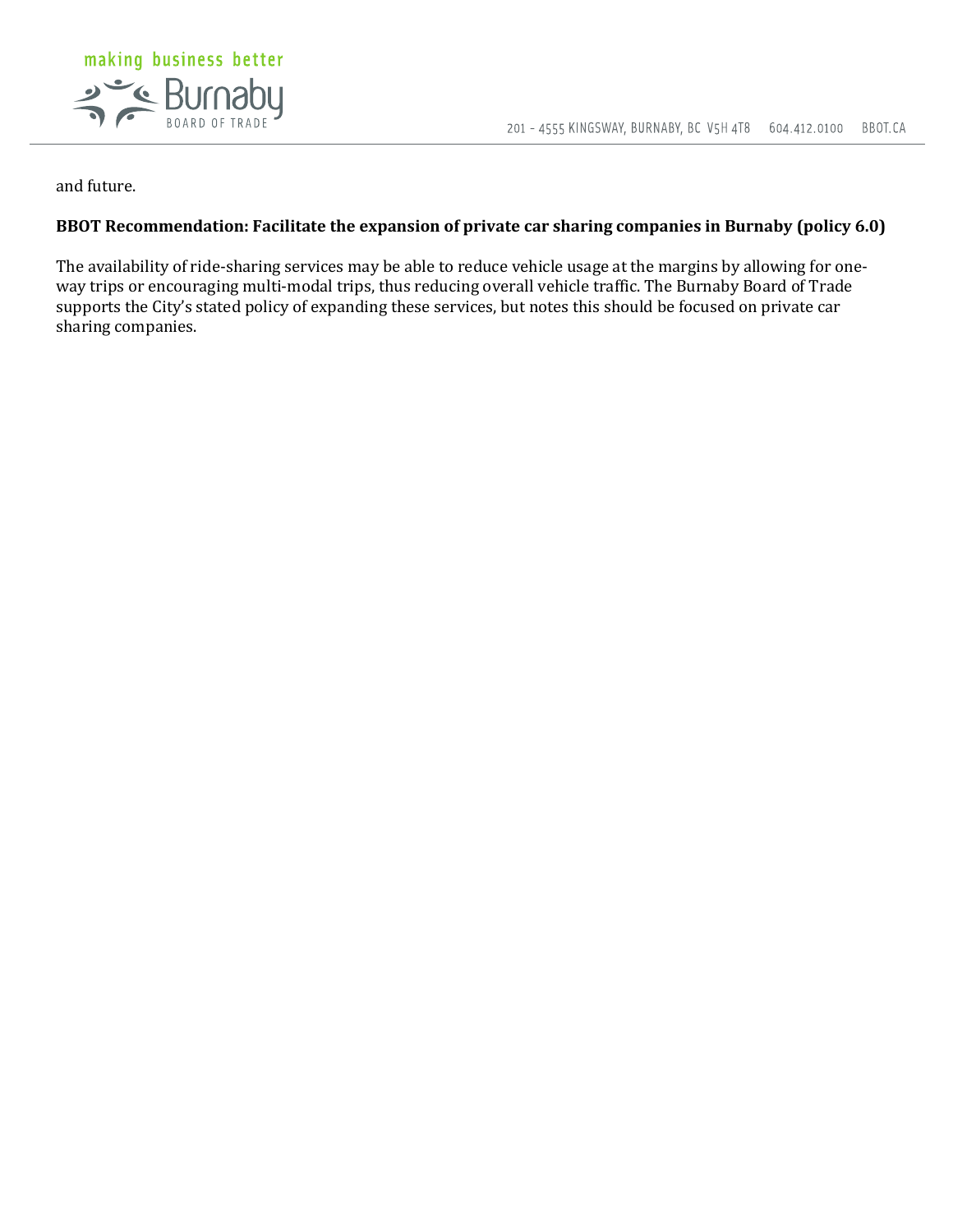and future.

**BBOT Recommendation: Facilitate the expansion of private car sharing companies in Burnaby (policy 6.0)**

The availability of ride-sharing services may be able to reduce vehicle usage at the margins by allowing for one-way trips or encouraging multi-modal trips, thus reducing overall vehicle traffic. The Burnaby Board of Trade supports the City's stated policy of expanding these services, but notes this should be focused on private car sharing companies.